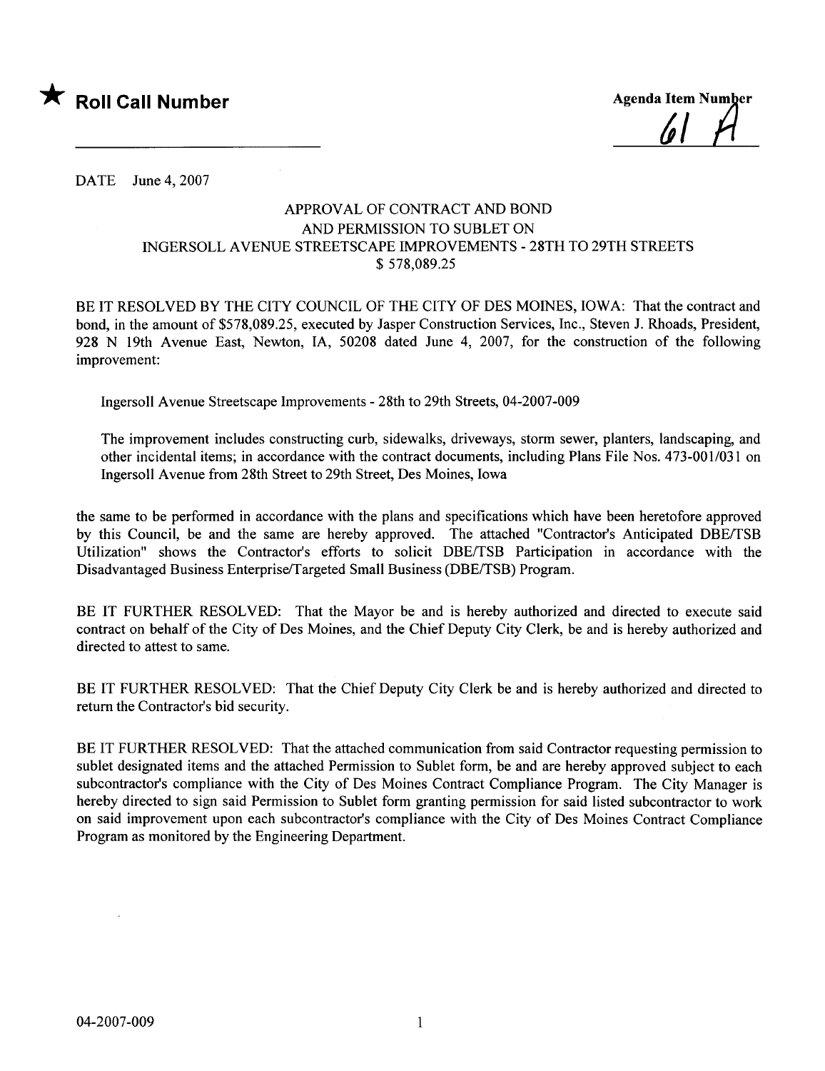★ **Roll Call Number**

**Agenda Item Number**
61 A

DATE June 4, 2007

APPROVAL OF CONTRACT AND BOND
AND PERMISSION TO SUBLET ON
INGERSOLL AVENUE STREETSCAPE IMPROVEMENTS - 28TH TO 29TH STREETS
$ 578,089.25

BE IT RESOLVED BY THE CITY COUNCIL OF THE CITY OF DES MOINES, IOWA: That the contract and bond, in the amount of $578,089.25, executed by Jasper Construction Services, Inc., Steven J. Rhoads, President, 928 N 19th Avenue East, Newton, IA, 50208 dated June 4, 2007, for the construction of the following improvement:

Ingersoll Avenue Streetscape Improvements - 28th to 29th Streets, 04-2007-009

The improvement includes constructing curb, sidewalks, driveways, storm sewer, planters, landscaping, and other incidental items; in accordance with the contract documents, including Plans File Nos. 473-001/031 on Ingersoll Avenue from 28th Street to 29th Street, Des Moines, Iowa

the same to be performed in accordance with the plans and specifications which have been heretofore approved by this Council, be and the same are hereby approved. The attached "Contractor's Anticipated DBE/TSB Utilization" shows the Contractor's efforts to solicit DBE/TSB Participation in accordance with the Disadvantaged Business Enterprise/Targeted Small Business (DBE/TSB) Program.

BE IT FURTHER RESOLVED: That the Mayor be and is hereby authorized and directed to execute said contract on behalf of the City of Des Moines, and the Chief Deputy City Clerk, be and is hereby authorized and directed to attest to same.

BE IT FURTHER RESOLVED: That the Chief Deputy City Clerk be and is hereby authorized and directed to return the Contractor's bid security.

BE IT FURTHER RESOLVED: That the attached communication from said Contractor requesting permission to sublet designated items and the attached Permission to Sublet form, be and are hereby approved subject to each subcontractor's compliance with the City of Des Moines Contract Compliance Program. The City Manager is hereby directed to sign said Permission to Sublet form granting permission for said listed subcontractor to work on said improvement upon each subcontractor's compliance with the City of Des Moines Contract Compliance Program as monitored by the Engineering Department.

04-2007-009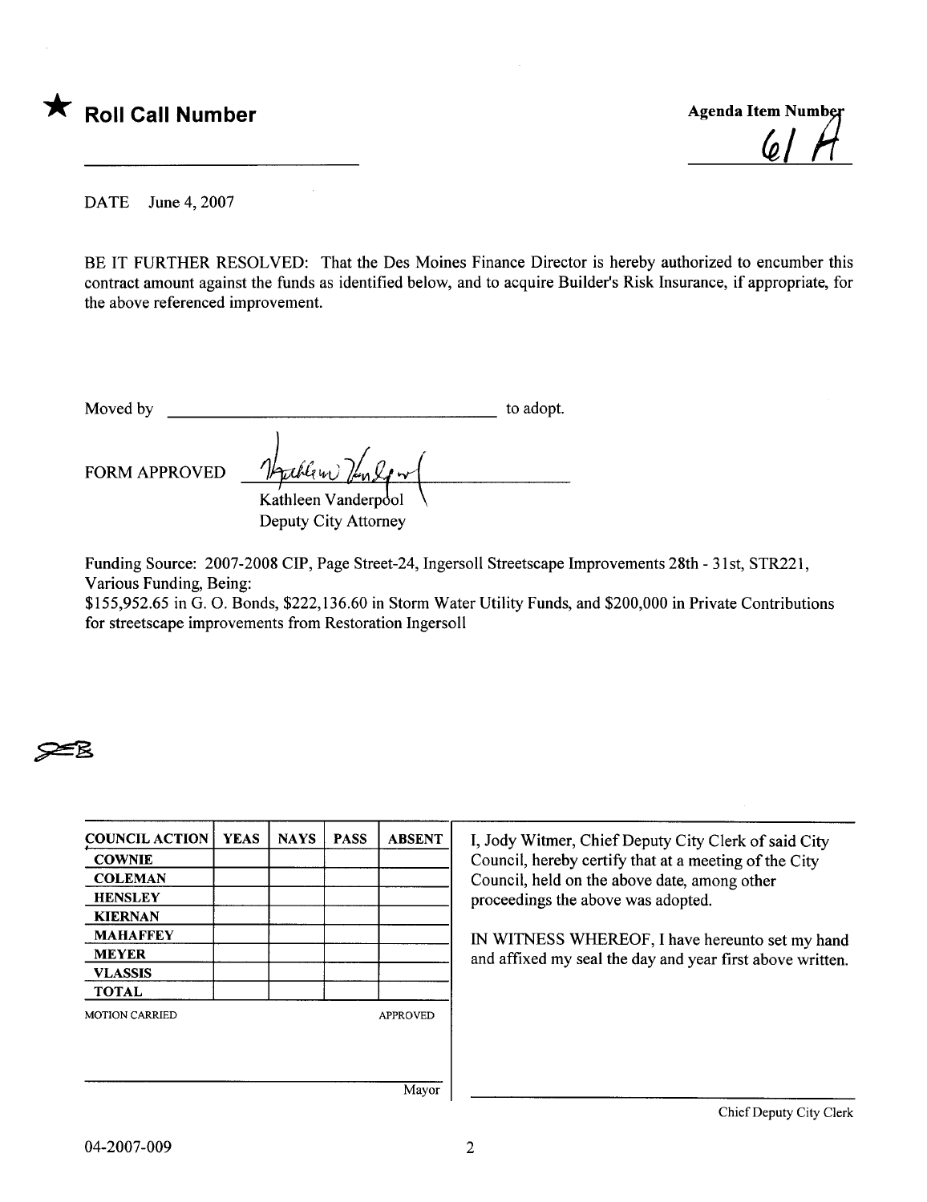★ **Roll Call Number**

**Agenda Item Number**
61 A

DATE June 4, 2007

BE IT FURTHER RESOLVED: That the Des Moines Finance Director is hereby authorized to encumber this contract amount against the funds as identified below, and to acquire Builder's Risk Insurance, if appropriate, for the above referenced improvement.

Moved by ______________________________ to adopt.

FORM APPROVED
Kathleen Vanderpool
Deputy City Attorney

Funding Source: 2007-2008 CIP, Page Street-24, Ingersoll Streetscape Improvements 28th - 31st, STR221, Various Funding, Being:
$155,952.65 in G. O. Bonds, $222,136.60 in Storm Water Utility Funds, and $200,000 in Private Contributions for streetscape improvements from Restoration Ingersoll

| COUNCIL ACTION | YEAS | NAYS | PASS | ABSENT |
|---|---|---|---|---|
| COWNIE | | | | |
| COLEMAN | | | | |
| HENSLEY | | | | |
| KIERNAN | | | | |
| MAHAFFEY | | | | |
| MEYER | | | | |
| VLASSIS | | | | |
| TOTAL | | | | |

MOTION CARRIED APPROVED

______________________________ Mayor

I, Jody Witmer, Chief Deputy City Clerk of said City Council, hereby certify that at a meeting of the City Council, held on the above date, among other proceedings the above was adopted.

IN WITNESS WHEREOF, I have hereunto set my hand and affixed my seal the day and year first above written.

______________________________
Chief Deputy City Clerk

04-2007-009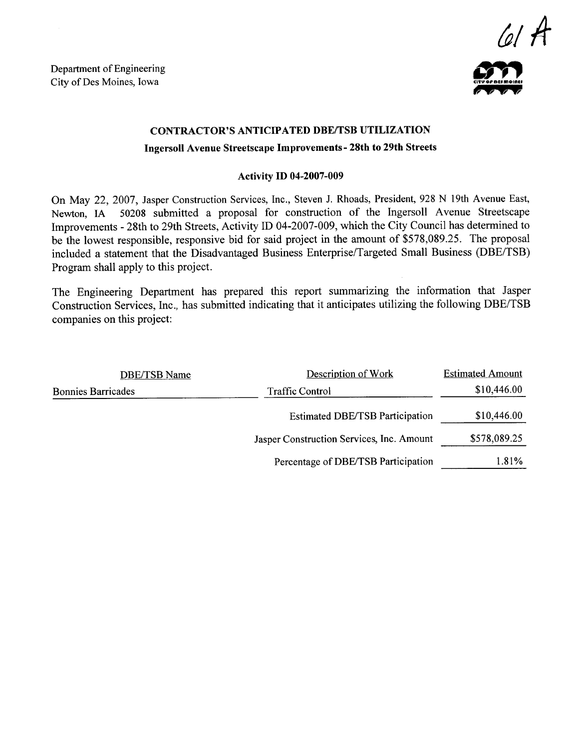Department of Engineering
City of Des Moines, Iowa

61 A

## CONTRACTOR'S ANTICIPATED DBE/TSB UTILIZATION

### Ingersoll Avenue Streetscape Improvements - 28th to 29th Streets

### Activity ID 04-2007-009

On May 22, 2007, Jasper Construction Services, Inc., Steven J. Rhoads, President, 928 N 19th Avenue East, Newton, IA 50208 submitted a proposal for construction of the Ingersoll Avenue Streetscape Improvements - 28th to 29th Streets, Activity ID 04-2007-009, which the City Council has determined to be the lowest responsible, responsive bid for said project in the amount of $578,089.25. The proposal included a statement that the Disadvantaged Business Enterprise/Targeted Small Business (DBE/TSB) Program shall apply to this project.

The Engineering Department has prepared this report summarizing the information that Jasper Construction Services, Inc., has submitted indicating that it anticipates utilizing the following DBE/TSB companies on this project:

| DBE/TSB Name | Description of Work | Estimated Amount |
|---|---|---|
| Bonnies Barricades | Traffic Control | $10,446.00 |
| | Estimated DBE/TSB Participation | $10,446.00 |
| | Jasper Construction Services, Inc. Amount | $578,089.25 |
| | Percentage of DBE/TSB Participation | 1.81% |